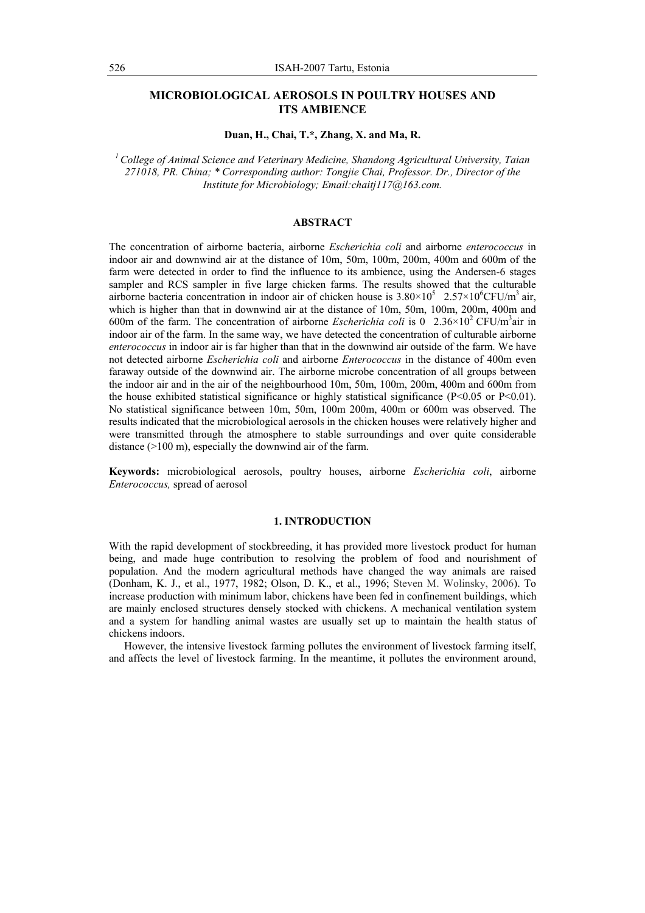# MICROBIOLOGICAL AEROSOLS IN POULTRY HOUSES AND ITS AMBIENCE

**Duan, H., Chai, T.*, Zhang, X. and Ma, R.**

*[1] College of Animal Science and Veterinary Medicine, Shandong Agricultural University, Taian 271018, PR. China; * Corresponding author: Tongjie Chai, Professor. Dr., Director of the Institute for Microbiology; Email:chaitj117@163.com.*

## ABSTRACT

The concentration of airborne bacteria, airborne *Escherichia coli* and airborne *enterococcus* in indoor air and downwind air at the distance of 10m, 50m, 100m, 200m, 400m and 600m of the farm were detected in order to find the influence to its ambience, using the Andersen-6 stages sampler and RCS sampler in five large chicken farms. The results showed that the culturable airborne bacteria concentration in indoor air of chicken house is $3.80\times10^5$  $2.57\times10^6$CFU/m$^3$ air, which is higher than that in downwind air at the distance of 10m, 50m, 100m, 200m, 400m and 600m of the farm. The concentration of airborne *Escherichia coli* is 0  $2.36\times10^2$ CFU/m$^3$air in indoor air of the farm. In the same way, we have detected the concentration of culturable airborne *enterococcus* in indoor air is far higher than that in the downwind air outside of the farm. We have not detected airborne *Escherichia coli* and airborne *Enterococcus* in the distance of 400m even faraway outside of the downwind air. The airborne microbe concentration of all groups between the indoor air and in the air of the neighbourhood 10m, 50m, 100m, 200m, 400m and 600m from the house exhibited statistical significance or highly statistical significance ($P<0.05$ or $P<0.01$). No statistical significance between 10m, 50m, 100m 200m, 400m or 600m was observed. The results indicated that the microbiological aerosols in the chicken houses were relatively higher and were transmitted through the atmosphere to stable surroundings and over quite considerable distance (>100 m), especially the downwind air of the farm.

**Keywords:** microbiological aerosols, poultry houses, airborne *Escherichia coli*, airborne *Enterococcus,* spread of aerosol

## 1. INTRODUCTION

With the rapid development of stockbreeding, it has provided more livestock product for human being, and made huge contribution to resolving the problem of food and nourishment of population. And the modern agricultural methods have changed the way animals are raised (Donham, K. J., et al., 1977, 1982; Olson, D. K., et al., 1996; Steven M. Wolinsky, 2006). To increase production with minimum labor, chickens have been fed in confinement buildings, which are mainly enclosed structures densely stocked with chickens. A mechanical ventilation system and a system for handling animal wastes are usually set up to maintain the health status of chickens indoors.

However, the intensive livestock farming pollutes the environment of livestock farming itself, and affects the level of livestock farming. In the meantime, it pollutes the environment around,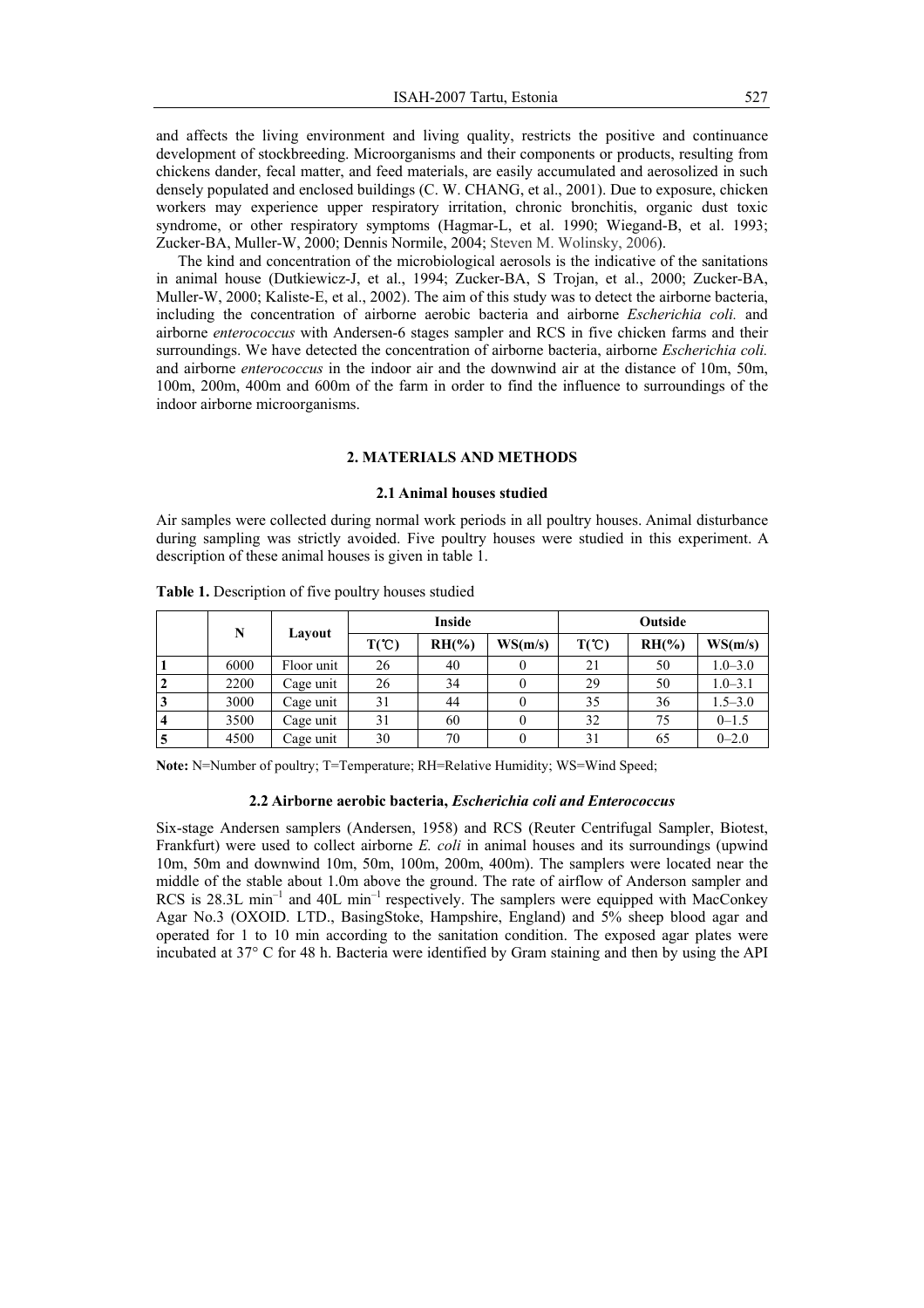and affects the living environment and living quality, restricts the positive and continuance development of stockbreeding. Microorganisms and their components or products, resulting from chickens dander, fecal matter, and feed materials, are easily accumulated and aerosolized in such densely populated and enclosed buildings (C. W. CHANG, et al., 2001). Due to exposure, chicken workers may experience upper respiratory irritation, chronic bronchitis, organic dust toxic syndrome, or other respiratory symptoms (Hagmar-L, et al. 1990; Wiegand-B, et al. 1993; Zucker-BA, Muller-W, 2000; Dennis Normile, 2004; Steven M. Wolinsky, 2006).

The kind and concentration of the microbiological aerosols is the indicative of the sanitations in animal house (Dutkiewicz-J, et al., 1994; Zucker-BA, S Trojan, et al., 2000; Zucker-BA, Muller-W, 2000; Kaliste-E, et al., 2002). The aim of this study was to detect the airborne bacteria, including the concentration of airborne aerobic bacteria and airborne *Escherichia coli.* and airborne *enterococcus* with Andersen-6 stages sampler and RCS in five chicken farms and their surroundings. We have detected the concentration of airborne bacteria, airborne *Escherichia coli.* and airborne *enterococcus* in the indoor air and the downwind air at the distance of 10m, 50m, 100m, 200m, 400m and 600m of the farm in order to find the influence to surroundings of the indoor airborne microorganisms.

## 2. MATERIALS AND METHODS

### 2.1 Animal houses studied

Air samples were collected during normal work periods in all poultry houses. Animal disturbance during sampling was strictly avoided. Five poultry houses were studied in this experiment. A description of these animal houses is given in table 1.

**Table 1.** Description of five poultry houses studied

| | N | Layout | Inside | | | Outside | | |
|---|---|---|---|---|---|---|---|---|
| | | | T(℃) | RH(%) | WS(m/s) | T(℃) | RH(%) | WS(m/s) |
| **1** | 6000 | Floor unit | 26 | 40 | 0 | 21 | 50 | 1.0–3.0 |
| **2** | 2200 | Cage unit | 26 | 34 | 0 | 29 | 50 | 1.0–3.1 |
| **3** | 3000 | Cage unit | 31 | 44 | 0 | 35 | 36 | 1.5–3.0 |
| **4** | 3500 | Cage unit | 31 | 60 | 0 | 32 | 75 | 0–1.5 |
| **5** | 4500 | Cage unit | 30 | 70 | 0 | 31 | 65 | 0–2.0 |

**Note:** N=Number of poultry; T=Temperature; RH=Relative Humidity; WS=Wind Speed;

### 2.2 Airborne aerobic bacteria, *Escherichia coli and Enterococcus*

Six-stage Andersen samplers (Andersen, 1958) and RCS (Reuter Centrifugal Sampler, Biotest, Frankfurt) were used to collect airborne *E. coli* in animal houses and its surroundings (upwind 10m, 50m and downwind 10m, 50m, 100m, 200m, 400m). The samplers were located near the middle of the stable about 1.0m above the ground. The rate of airflow of Anderson sampler and RCS is 28.3L $min^{-1}$ and 40L $min^{-1}$ respectively. The samplers were equipped with MacConkey Agar No.3 (OXOID. LTD., BasingStoke, Hampshire, England) and 5% sheep blood agar and operated for 1 to 10 min according to the sanitation condition. The exposed agar plates were incubated at 37° C for 48 h. Bacteria were identified by Gram staining and then by using the API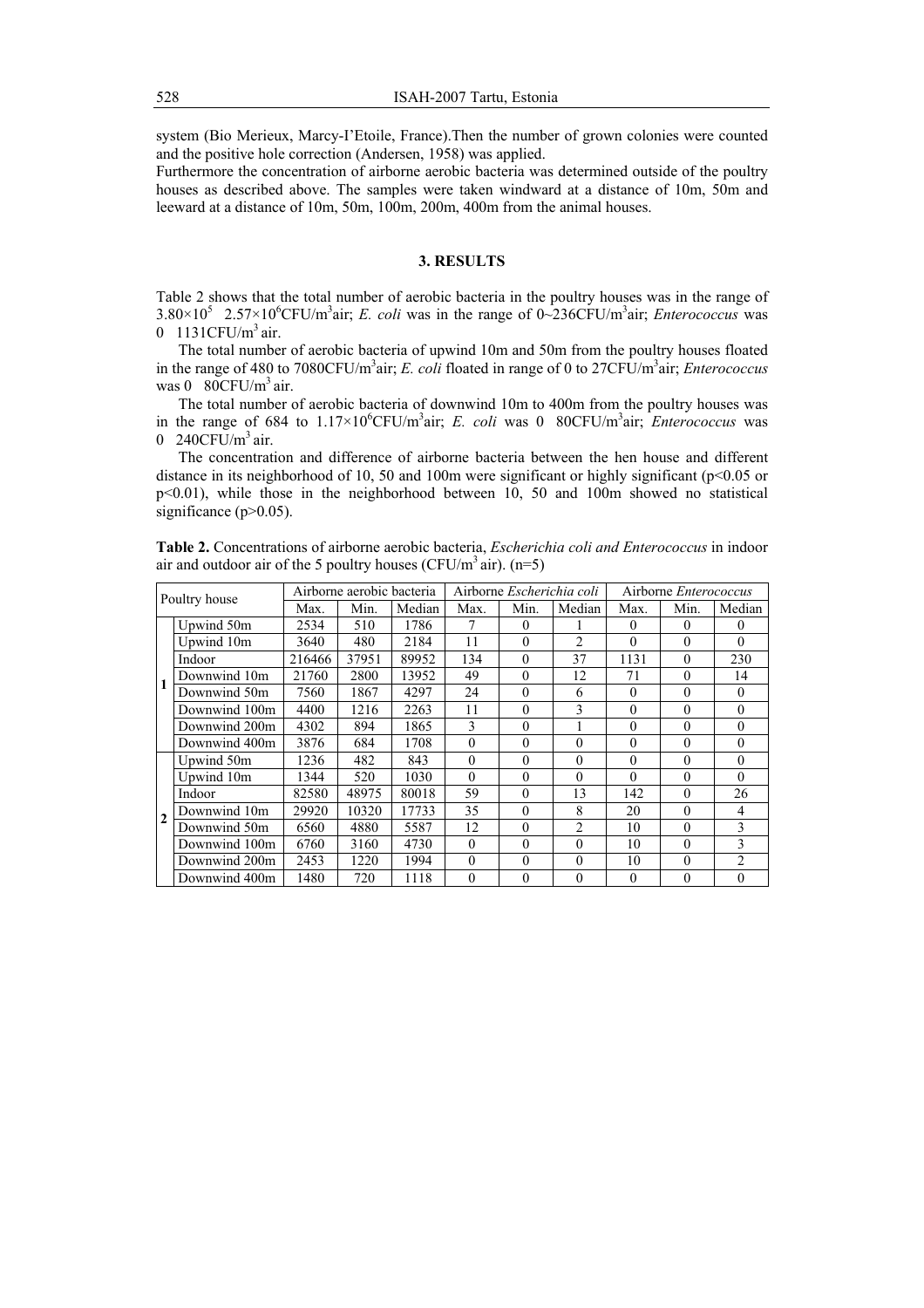system (Bio Merieux, Marcy-I'Etoile, France).Then the number of grown colonies were counted and the positive hole correction (Andersen, 1958) was applied.

Furthermore the concentration of airborne aerobic bacteria was determined outside of the poultry houses as described above. The samples were taken windward at a distance of 10m, 50m and leeward at a distance of 10m, 50m, 100m, 200m, 400m from the animal houses.

## 3. RESULTS

Table 2 shows that the total number of aerobic bacteria in the poultry houses was in the range of $3.80\times10^5$  $2.57\times10^6$CFU/m$^3$air; *E. coli* was in the range of 0~236CFU/m$^3$air; *Enterococcus* was 0  1131CFU/m$^3$ air.

The total number of aerobic bacteria of upwind 10m and 50m from the poultry houses floated in the range of 480 to 7080CFU/m$^3$air; *E. coli* floated in range of 0 to 27CFU/m$^3$air; *Enterococcus* was 0  80CFU/m$^3$ air.

The total number of aerobic bacteria of downwind 10m to 400m from the poultry houses was in the range of 684 to $1.17\times10^6$CFU/m$^3$air; *E. coli* was 0  80CFU/m$^3$air; *Enterococcus* was 0  240CFU/m$^3$ air.

The concentration and difference of airborne bacteria between the hen house and different distance in its neighborhood of 10, 50 and 100m were significant or highly significant ($p<0.05$ or $p<0.01$), while those in the neighborhood between 10, 50 and 100m showed no statistical significance ($p>0.05$).

**Table 2.** Concentrations of airborne aerobic bacteria, *Escherichia coli and Enterococcus* in indoor air and outdoor air of the 5 poultry houses (CFU/m$^3$ air). (n=5)

| Poultry house | | Airborne aerobic bacteria | | | Airborne *Escherichia coli* | | | Airborne *Enterococcus* | | |
|---|---|---|---|---|---|---|---|---|---|---|
| | | Max. | Min. | Median | Max. | Min. | Median | Max. | Min. | Median |
| 1 | Upwind 50m | 2534 | 510 | 1786 | 7 | 0 | 1 | 0 | 0 | 0 |
| | Upwind 10m | 3640 | 480 | 2184 | 11 | 0 | 2 | 0 | 0 | 0 |
| | Indoor | 216466 | 37951 | 89952 | 134 | 0 | 37 | 1131 | 0 | 230 |
| | Downwind 10m | 21760 | 2800 | 13952 | 49 | 0 | 12 | 71 | 0 | 14 |
| | Downwind 50m | 7560 | 1867 | 4297 | 24 | 0 | 6 | 0 | 0 | 0 |
| | Downwind 100m | 4400 | 1216 | 2263 | 11 | 0 | 3 | 0 | 0 | 0 |
| | Downwind 200m | 4302 | 894 | 1865 | 3 | 0 | 1 | 0 | 0 | 0 |
| | Downwind 400m | 3876 | 684 | 1708 | 0 | 0 | 0 | 0 | 0 | 0 |
| 2 | Upwind 50m | 1236 | 482 | 843 | 0 | 0 | 0 | 0 | 0 | 0 |
| | Upwind 10m | 1344 | 520 | 1030 | 0 | 0 | 0 | 0 | 0 | 0 |
| | Indoor | 82580 | 48975 | 80018 | 59 | 0 | 13 | 142 | 0 | 26 |
| | Downwind 10m | 29920 | 10320 | 17733 | 35 | 0 | 8 | 20 | 0 | 4 |
| | Downwind 50m | 6560 | 4880 | 5587 | 12 | 0 | 2 | 10 | 0 | 3 |
| | Downwind 100m | 6760 | 3160 | 4730 | 0 | 0 | 0 | 10 | 0 | 3 |
| | Downwind 200m | 2453 | 1220 | 1994 | 0 | 0 | 0 | 10 | 0 | 2 |
| | Downwind 400m | 1480 | 720 | 1118 | 0 | 0 | 0 | 0 | 0 | 0 |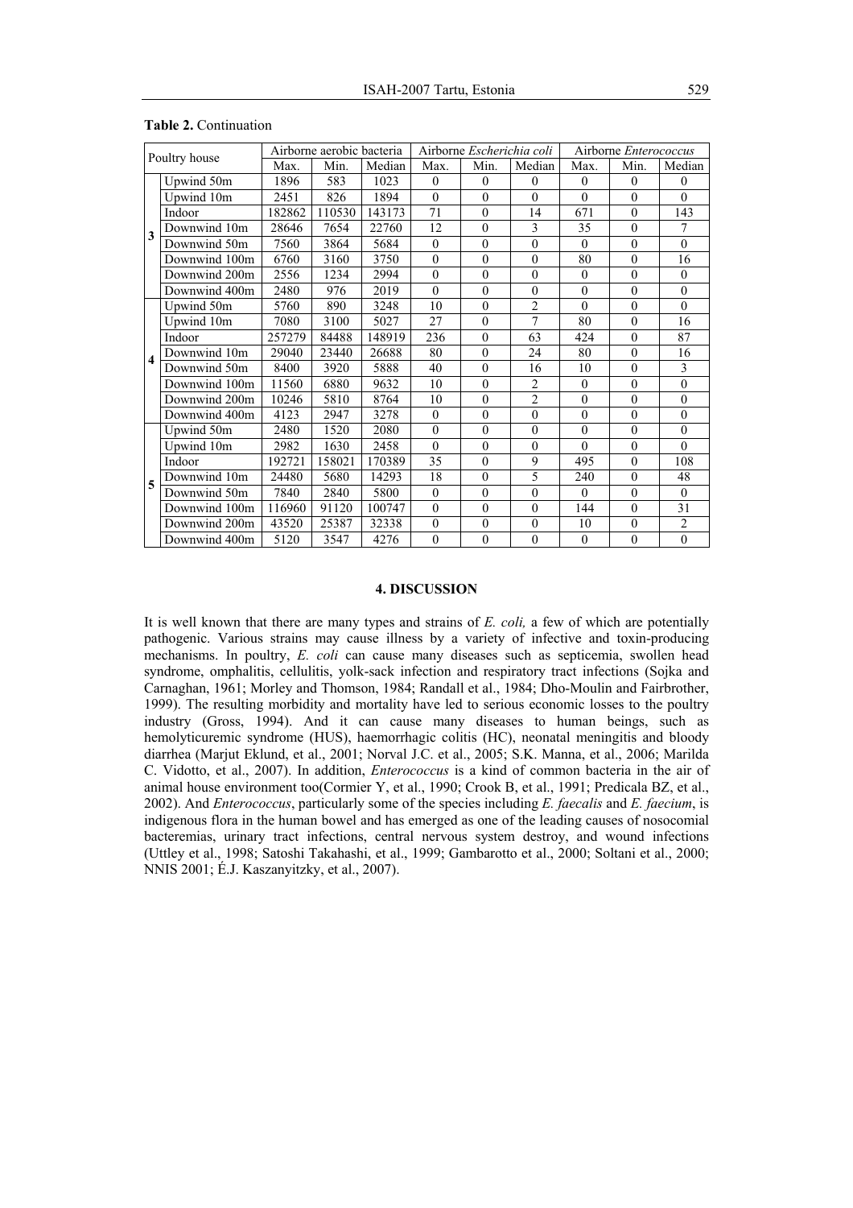**Table 2.** Continuation

| Poultry house | | Airborne aerobic bacteria | | | Airborne *Escherichia coli* | | | Airborne *Enterococcus* | | |
|---|---|---|---|---|---|---|---|---|---|---|
| | | Max. | Min. | Median | Max. | Min. | Median | Max. | Min. | Median |
| 3 | Upwind 50m | 1896 | 583 | 1023 | 0 | 0 | 0 | 0 | 0 | 0 |
| | Upwind 10m | 2451 | 826 | 1894 | 0 | 0 | 0 | 0 | 0 | 0 |
| | Indoor | 182862 | 110530 | 143173 | 71 | 0 | 14 | 671 | 0 | 143 |
| | Downwind 10m | 28646 | 7654 | 22760 | 12 | 0 | 3 | 35 | 0 | 7 |
| | Downwind 50m | 7560 | 3864 | 5684 | 0 | 0 | 0 | 0 | 0 | 0 |
| | Downwind 100m | 6760 | 3160 | 3750 | 0 | 0 | 0 | 80 | 0 | 16 |
| | Downwind 200m | 2556 | 1234 | 2994 | 0 | 0 | 0 | 0 | 0 | 0 |
| | Downwind 400m | 2480 | 976 | 2019 | 0 | 0 | 0 | 0 | 0 | 0 |
| 4 | Upwind 50m | 5760 | 890 | 3248 | 10 | 0 | 2 | 0 | 0 | 0 |
| | Upwind 10m | 7080 | 3100 | 5027 | 27 | 0 | 7 | 80 | 0 | 16 |
| | Indoor | 257279 | 84488 | 148919 | 236 | 0 | 63 | 424 | 0 | 87 |
| | Downwind 10m | 29040 | 23440 | 26688 | 80 | 0 | 24 | 80 | 0 | 16 |
| | Downwind 50m | 8400 | 3920 | 5888 | 40 | 0 | 16 | 10 | 0 | 3 |
| | Downwind 100m | 11560 | 6880 | 9632 | 10 | 0 | 2 | 0 | 0 | 0 |
| | Downwind 200m | 10246 | 5810 | 8764 | 10 | 0 | 2 | 0 | 0 | 0 |
| | Downwind 400m | 4123 | 2947 | 3278 | 0 | 0 | 0 | 0 | 0 | 0 |
| 5 | Upwind 50m | 2480 | 1520 | 2080 | 0 | 0 | 0 | 0 | 0 | 0 |
| | Upwind 10m | 2982 | 1630 | 2458 | 0 | 0 | 0 | 0 | 0 | 0 |
| | Indoor | 192721 | 158021 | 170389 | 35 | 0 | 9 | 495 | 0 | 108 |
| | Downwind 10m | 24480 | 5680 | 14293 | 18 | 0 | 5 | 240 | 0 | 48 |
| | Downwind 50m | 7840 | 2840 | 5800 | 0 | 0 | 0 | 0 | 0 | 0 |
| | Downwind 100m | 116960 | 91120 | 100747 | 0 | 0 | 0 | 144 | 0 | 31 |
| | Downwind 200m | 43520 | 25387 | 32338 | 0 | 0 | 0 | 10 | 0 | 2 |
| | Downwind 400m | 5120 | 3547 | 4276 | 0 | 0 | 0 | 0 | 0 | 0 |

## 4. DISCUSSION

It is well known that there are many types and strains of *E. coli,* a few of which are potentially pathogenic. Various strains may cause illness by a variety of infective and toxin-producing mechanisms. In poultry, *E. coli* can cause many diseases such as septicemia, swollen head syndrome, omphalitis, cellulitis, yolk-sack infection and respiratory tract infections (Sojka and Carnaghan, 1961; Morley and Thomson, 1984; Randall et al., 1984; Dho-Moulin and Fairbrother, 1999). The resulting morbidity and mortality have led to serious economic losses to the poultry industry (Gross, 1994). And it can cause many diseases to human beings, such as hemolyticuremic syndrome (HUS), haemorrhagic colitis (HC), neonatal meningitis and bloody diarrhea (Marjut Eklund, et al., 2001; Norval J.C. et al., 2005; S.K. Manna, et al., 2006; Marilda C. Vidotto, et al., 2007). In addition, *Enterococcus* is a kind of common bacteria in the air of animal house environment too(Cormier Y, et al., 1990; Crook B, et al., 1991; Predicala BZ, et al., 2002). And *Enterococcus*, particularly some of the species including *E. faecalis* and *E. faecium*, is indigenous flora in the human bowel and has emerged as one of the leading causes of nosocomial bacteremias, urinary tract infections, central nervous system destroy, and wound infections (Uttley et al., 1998; Satoshi Takahashi, et al., 1999; Gambarotto et al., 2000; Soltani et al., 2000; NNIS 2001; É.J. Kaszanyitzky, et al., 2007).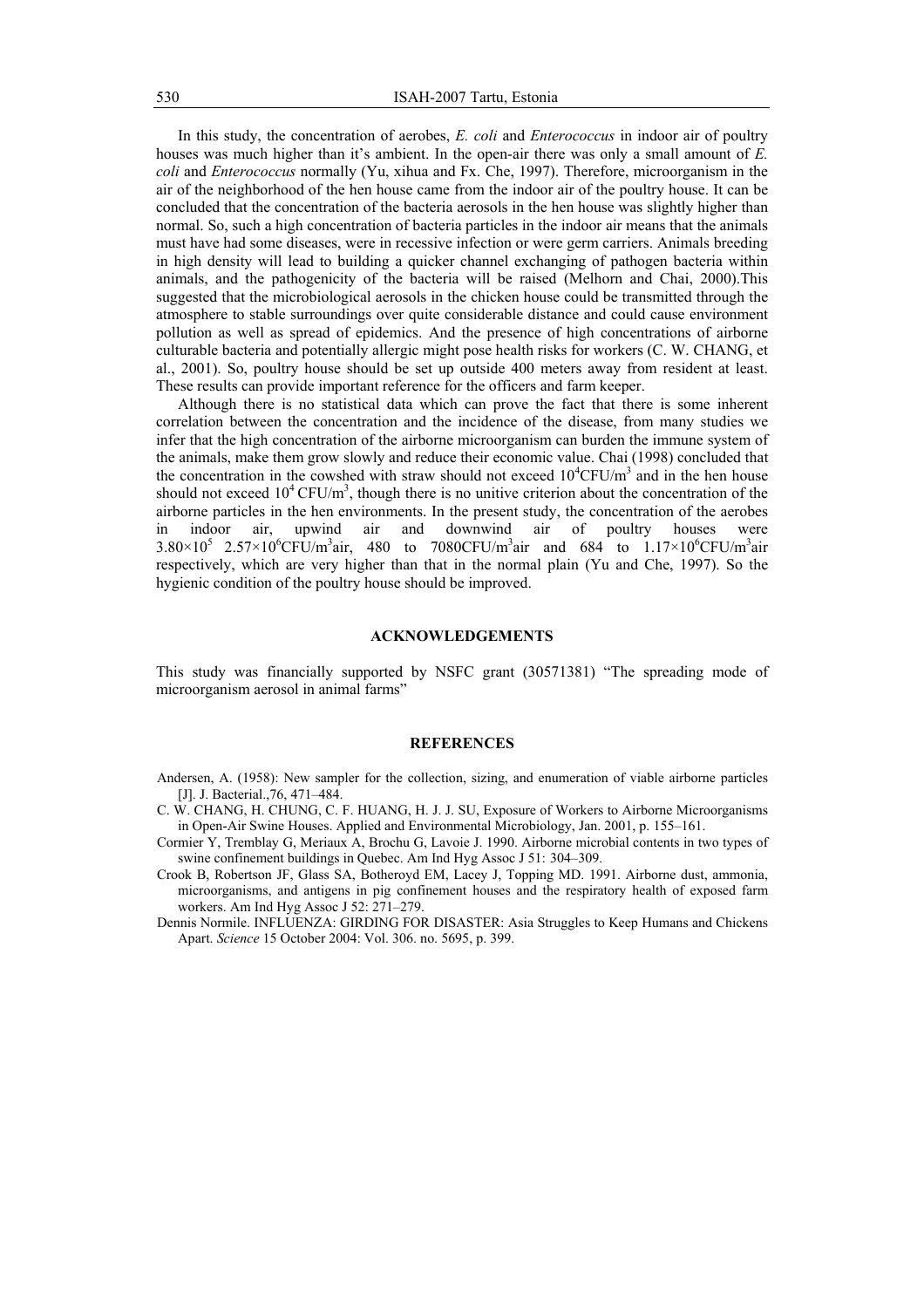In this study, the concentration of aerobes, *E. coli* and *Enterococcus* in indoor air of poultry houses was much higher than it's ambient. In the open-air there was only a small amount of *E. coli* and *Enterococcus* normally (Yu, xihua and Fx. Che, 1997). Therefore, microorganism in the air of the neighborhood of the hen house came from the indoor air of the poultry house. It can be concluded that the concentration of the bacteria aerosols in the hen house was slightly higher than normal. So, such a high concentration of bacteria particles in the indoor air means that the animals must have had some diseases, were in recessive infection or were germ carriers. Animals breeding in high density will lead to building a quicker channel exchanging of pathogen bacteria within animals, and the pathogenicity of the bacteria will be raised (Melhorn and Chai, 2000).This suggested that the microbiological aerosols in the chicken house could be transmitted through the atmosphere to stable surroundings over quite considerable distance and could cause environment pollution as well as spread of epidemics. And the presence of high concentrations of airborne culturable bacteria and potentially allergic might pose health risks for workers (C. W. CHANG, et al., 2001). So, poultry house should be set up outside 400 meters away from resident at least. These results can provide important reference for the officers and farm keeper.

Although there is no statistical data which can prove the fact that there is some inherent correlation between the concentration and the incidence of the disease, from many studies we infer that the high concentration of the airborne microorganism can burden the immune system of the animals, make them grow slowly and reduce their economic value. Chai (1998) concluded that the concentration in the cowshed with straw should not exceed $10^4$CFU/m$^3$ and in the hen house should not exceed $10^4$ CFU/m$^3$, though there is no unitive criterion about the concentration of the airborne particles in the hen environments. In the present study, the concentration of the aerobes in indoor air, upwind air and downwind air of poultry houses were $3.80\times10^5$ $2.57\times10^6$CFU/m$^3$air, 480 to 7080CFU/m$^3$air and 684 to $1.17\times10^6$CFU/m$^3$air respectively, which are very higher than that in the normal plain (Yu and Che, 1997). So the hygienic condition of the poultry house should be improved.

## ACKNOWLEDGEMENTS

This study was financially supported by NSFC grant (30571381) "The spreading mode of microorganism aerosol in animal farms"

## REFERENCES

Andersen, A. (1958): New sampler for the collection, sizing, and enumeration of viable airborne particles [J]. J. Bacterial.,76, 471–484.

C. W. CHANG, H. CHUNG, C. F. HUANG, H. J. J. SU, Exposure of Workers to Airborne Microorganisms in Open-Air Swine Houses. Applied and Environmental Microbiology, Jan. 2001, p. 155–161.

Cormier Y, Tremblay G, Meriaux A, Brochu G, Lavoie J. 1990. Airborne microbial contents in two types of swine confinement buildings in Quebec. Am Ind Hyg Assoc J 51: 304–309.

Crook B, Robertson JF, Glass SA, Botheroyd EM, Lacey J, Topping MD. 1991. Airborne dust, ammonia, microorganisms, and antigens in pig confinement houses and the respiratory health of exposed farm workers. Am Ind Hyg Assoc J 52: 271–279.

Dennis Normile. INFLUENZA: GIRDING FOR DISASTER: Asia Struggles to Keep Humans and Chickens Apart. *Science* 15 October 2004: Vol. 306. no. 5695, p. 399.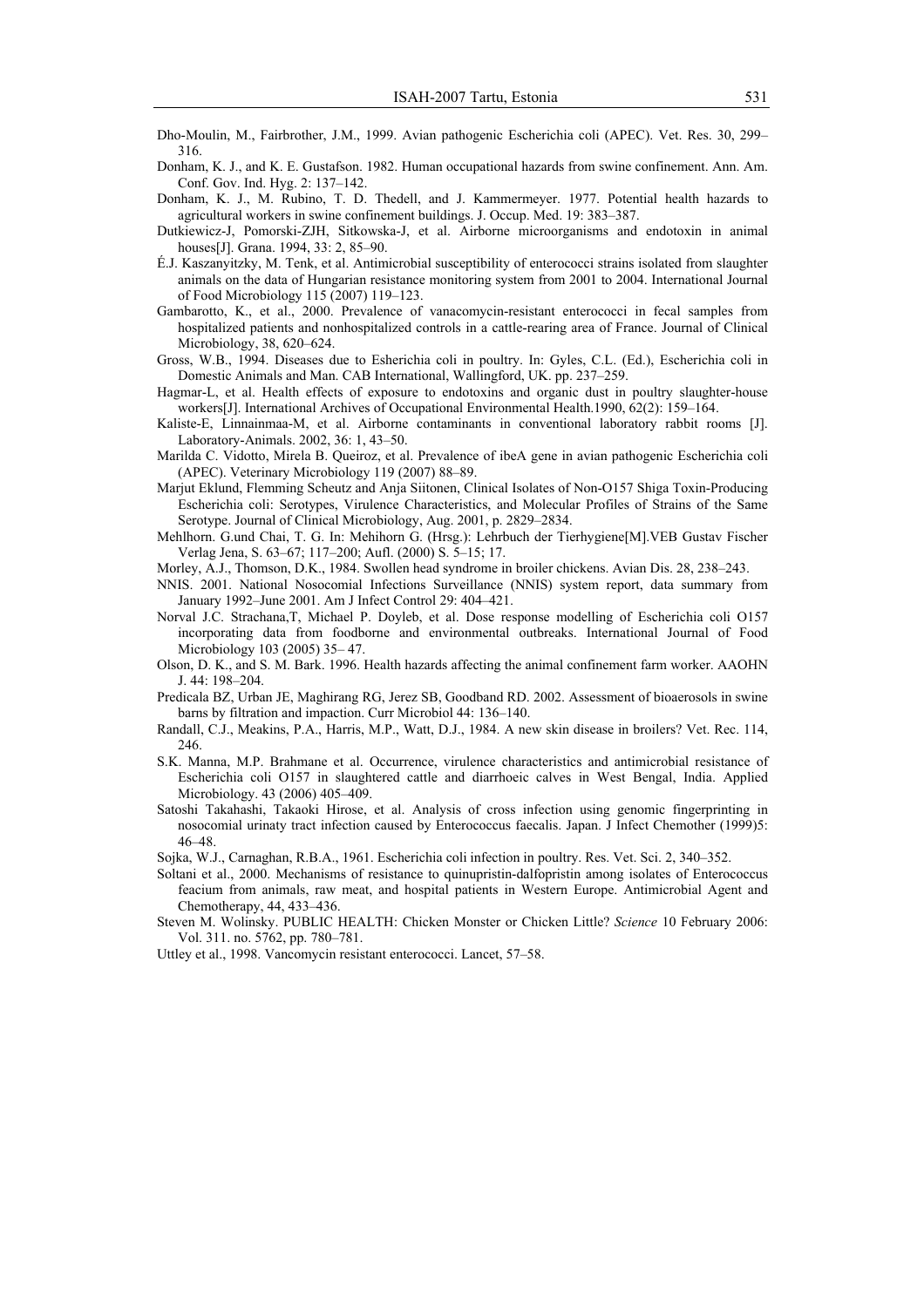Dho-Moulin, M., Fairbrother, J.M., 1999. Avian pathogenic Escherichia coli (APEC). Vet. Res. 30, 299–316.

Donham, K. J., and K. E. Gustafson. 1982. Human occupational hazards from swine confinement. Ann. Am. Conf. Gov. Ind. Hyg. 2: 137–142.

Donham, K. J., M. Rubino, T. D. Thedell, and J. Kammermeyer. 1977. Potential health hazards to agricultural workers in swine confinement buildings. J. Occup. Med. 19: 383–387.

Dutkiewicz-J, Pomorski-ZJH, Sitkowska-J, et al. Airborne microorganisms and endotoxin in animal houses[J]. Grana. 1994, 33: 2, 85–90.

É.J. Kaszanyitzky, M. Tenk, et al. Antimicrobial susceptibility of enterococci strains isolated from slaughter animals on the data of Hungarian resistance monitoring system from 2001 to 2004. International Journal of Food Microbiology 115 (2007) 119–123.

Gambarotto, K., et al., 2000. Prevalence of vanacomycin-resistant enterococci in fecal samples from hospitalized patients and nonhospitalized controls in a cattle-rearing area of France. Journal of Clinical Microbiology, 38, 620–624.

Gross, W.B., 1994. Diseases due to Esherichia coli in poultry. In: Gyles, C.L. (Ed.), Escherichia coli in Domestic Animals and Man. CAB International, Wallingford, UK. pp. 237–259.

Hagmar-L, et al. Health effects of exposure to endotoxins and organic dust in poultry slaughter-house workers[J]. International Archives of Occupational Environmental Health.1990, 62(2): 159–164.

Kaliste-E, Linnainmaa-M, et al. Airborne contaminants in conventional laboratory rabbit rooms [J]. Laboratory-Animals. 2002, 36: 1, 43–50.

Marilda C. Vidotto, Mirela B. Queiroz, et al. Prevalence of ibeA gene in avian pathogenic Escherichia coli (APEC). Veterinary Microbiology 119 (2007) 88–89.

Marjut Eklund, Flemming Scheutz and Anja Siitonen, Clinical Isolates of Non-O157 Shiga Toxin-Producing Escherichia coli: Serotypes, Virulence Characteristics, and Molecular Profiles of Strains of the Same Serotype. Journal of Clinical Microbiology, Aug. 2001, p. 2829–2834.

Mehlhorn. G.und Chai, T. G. In: Mehihorn G. (Hrsg.): Lehrbuch der Tierhygiene[M].VEB Gustav Fischer Verlag Jena, S. 63–67; 117–200; Aufl. (2000) S. 5–15; 17.

Morley, A.J., Thomson, D.K., 1984. Swollen head syndrome in broiler chickens. Avian Dis. 28, 238–243.

NNIS. 2001. National Nosocomial Infections Surveillance (NNIS) system report, data summary from January 1992–June 2001. Am J Infect Control 29: 404–421.

Norval J.C. Strachana,T, Michael P. Doyleb, et al. Dose response modelling of Escherichia coli O157 incorporating data from foodborne and environmental outbreaks. International Journal of Food Microbiology 103 (2005) 35– 47.

Olson, D. K., and S. M. Bark. 1996. Health hazards affecting the animal confinement farm worker. AAOHN J. 44: 198–204.

Predicala BZ, Urban JE, Maghirang RG, Jerez SB, Goodband RD. 2002. Assessment of bioaerosols in swine barns by filtration and impaction. Curr Microbiol 44: 136–140.

Randall, C.J., Meakins, P.A., Harris, M.P., Watt, D.J., 1984. A new skin disease in broilers? Vet. Rec. 114, 246.

S.K. Manna, M.P. Brahmane et al. Occurrence, virulence characteristics and antimicrobial resistance of Escherichia coli O157 in slaughtered cattle and diarrhoeic calves in West Bengal, India. Applied Microbiology. 43 (2006) 405–409.

Satoshi Takahashi, Takaoki Hirose, et al. Analysis of cross infection using genomic fingerprinting in nosocomial urinaty tract infection caused by Enterococcus faecalis. Japan. J Infect Chemother (1999)5: 46–48.

Sojka, W.J., Carnaghan, R.B.A., 1961. Escherichia coli infection in poultry. Res. Vet. Sci. 2, 340–352.

Soltani et al., 2000. Mechanisms of resistance to quinupristin-dalfopristin among isolates of Enterococcus feacium from animals, raw meat, and hospital patients in Western Europe. Antimicrobial Agent and Chemotherapy, 44, 433–436.

Steven M. Wolinsky. PUBLIC HEALTH: Chicken Monster or Chicken Little? *Science* 10 February 2006: Vol. 311. no. 5762, pp. 780–781.

Uttley et al., 1998. Vancomycin resistant enterococci. Lancet, 57–58.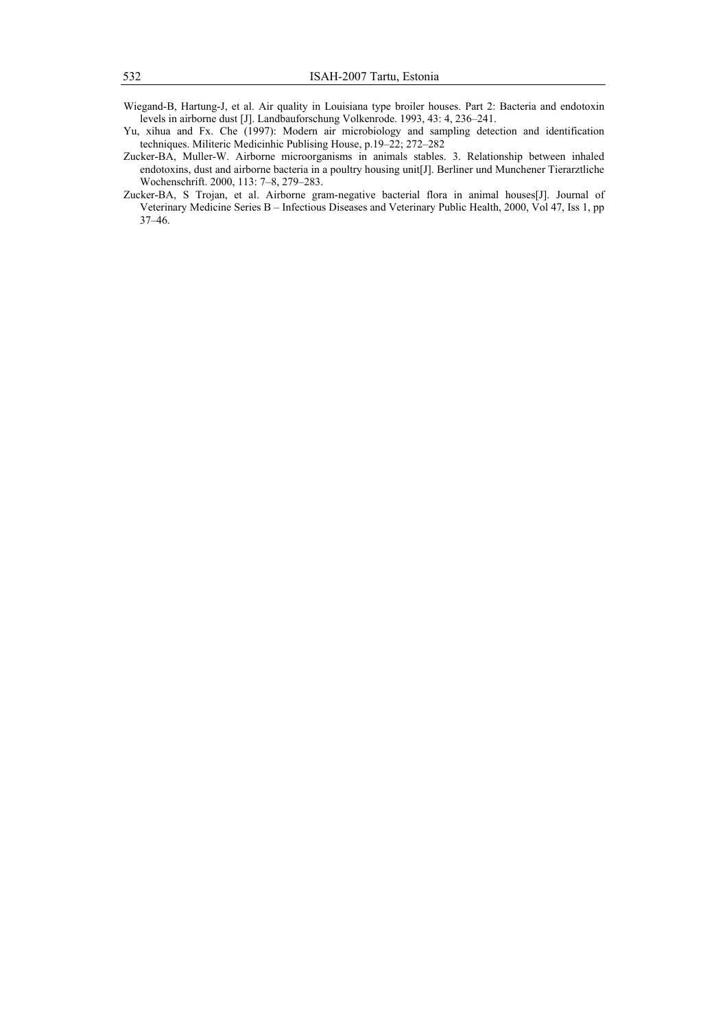Wiegand-B, Hartung-J, et al. Air quality in Louisiana type broiler houses. Part 2: Bacteria and endotoxin levels in airborne dust [J]. Landbauforschung Volkenrode. 1993, 43: 4, 236–241.

Yu, xihua and Fx. Che (1997): Modern air microbiology and sampling detection and identification techniques. Militeric Medicinhic Publising House, p.19–22; 272–282

Zucker-BA, Muller-W. Airborne microorganisms in animals stables. 3. Relationship between inhaled endotoxins, dust and airborne bacteria in a poultry housing unit[J]. Berliner und Munchener Tierarztliche Wochenschrift. 2000, 113: 7–8, 279–283.

Zucker-BA, S Trojan, et al. Airborne gram-negative bacterial flora in animal houses[J]. Journal of Veterinary Medicine Series B – Infectious Diseases and Veterinary Public Health, 2000, Vol 47, Iss 1, pp 37–46.